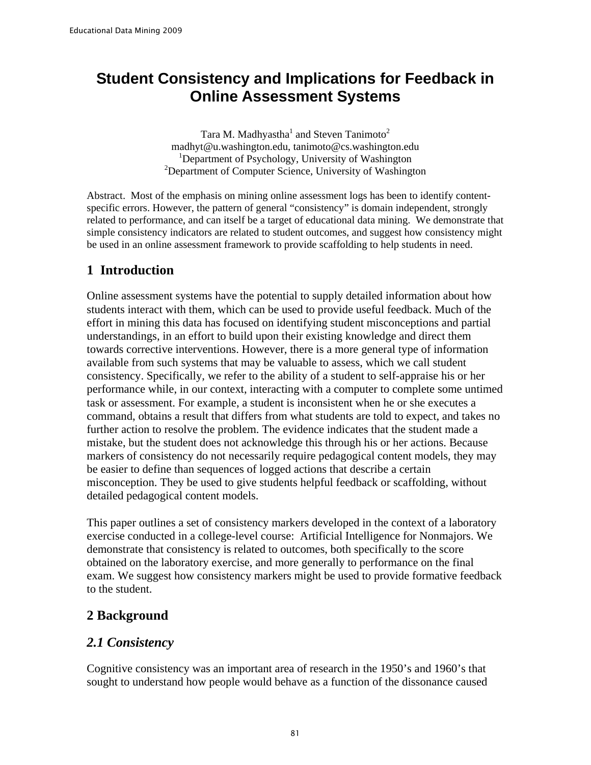# Student Consistency and Implications for Feedback in Online Assessment Systems

Tara M. Madhyastha[1] and Steven Tanimoto[2]
madhyt@u.washington.edu, tanimoto@cs.washington.edu
[1]Department of Psychology, University of Washington
[2]Department of Computer Science, University of Washington

Abstract. Most of the emphasis on mining online assessment logs has been to identify content-specific errors. However, the pattern of general "consistency" is domain independent, strongly related to performance, and can itself be a target of educational data mining. We demonstrate that simple consistency indicators are related to student outcomes, and suggest how consistency might be used in an online assessment framework to provide scaffolding to help students in need.

## 1 Introduction

Online assessment systems have the potential to supply detailed information about how students interact with them, which can be used to provide useful feedback. Much of the effort in mining this data has focused on identifying student misconceptions and partial understandings, in an effort to build upon their existing knowledge and direct them towards corrective interventions. However, there is a more general type of information available from such systems that may be valuable to assess, which we call student consistency. Specifically, we refer to the ability of a student to self-appraise his or her performance while, in our context, interacting with a computer to complete some untimed task or assessment. For example, a student is inconsistent when he or she executes a command, obtains a result that differs from what students are told to expect, and takes no further action to resolve the problem. The evidence indicates that the student made a mistake, but the student does not acknowledge this through his or her actions. Because markers of consistency do not necessarily require pedagogical content models, they may be easier to define than sequences of logged actions that describe a certain misconception. They be used to give students helpful feedback or scaffolding, without detailed pedagogical content models.

This paper outlines a set of consistency markers developed in the context of a laboratory exercise conducted in a college-level course: Artificial Intelligence for Nonmajors. We demonstrate that consistency is related to outcomes, both specifically to the score obtained on the laboratory exercise, and more generally to performance on the final exam. We suggest how consistency markers might be used to provide formative feedback to the student.

## 2 Background

### 2.1 Consistency

Cognitive consistency was an important area of research in the 1950's and 1960's that sought to understand how people would behave as a function of the dissonance caused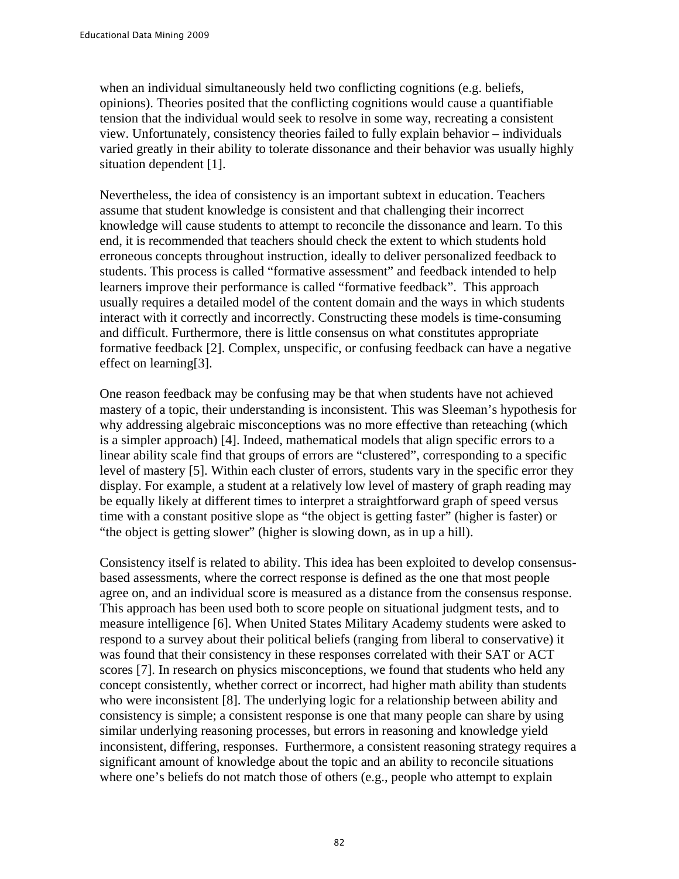when an individual simultaneously held two conflicting cognitions (e.g. beliefs, opinions). Theories posited that the conflicting cognitions would cause a quantifiable tension that the individual would seek to resolve in some way, recreating a consistent view. Unfortunately, consistency theories failed to fully explain behavior – individuals varied greatly in their ability to tolerate dissonance and their behavior was usually highly situation dependent [1].

Nevertheless, the idea of consistency is an important subtext in education. Teachers assume that student knowledge is consistent and that challenging their incorrect knowledge will cause students to attempt to reconcile the dissonance and learn. To this end, it is recommended that teachers should check the extent to which students hold erroneous concepts throughout instruction, ideally to deliver personalized feedback to students. This process is called "formative assessment" and feedback intended to help learners improve their performance is called "formative feedback". This approach usually requires a detailed model of the content domain and the ways in which students interact with it correctly and incorrectly. Constructing these models is time-consuming and difficult. Furthermore, there is little consensus on what constitutes appropriate formative feedback [2]. Complex, unspecific, or confusing feedback can have a negative effect on learning[3].

One reason feedback may be confusing may be that when students have not achieved mastery of a topic, their understanding is inconsistent. This was Sleeman's hypothesis for why addressing algebraic misconceptions was no more effective than reteaching (which is a simpler approach) [4]. Indeed, mathematical models that align specific errors to a linear ability scale find that groups of errors are "clustered", corresponding to a specific level of mastery [5]. Within each cluster of errors, students vary in the specific error they display. For example, a student at a relatively low level of mastery of graph reading may be equally likely at different times to interpret a straightforward graph of speed versus time with a constant positive slope as "the object is getting faster" (higher is faster) or "the object is getting slower" (higher is slowing down, as in up a hill).

Consistency itself is related to ability. This idea has been exploited to develop consensus-based assessments, where the correct response is defined as the one that most people agree on, and an individual score is measured as a distance from the consensus response. This approach has been used both to score people on situational judgment tests, and to measure intelligence [6]. When United States Military Academy students were asked to respond to a survey about their political beliefs (ranging from liberal to conservative) it was found that their consistency in these responses correlated with their SAT or ACT scores [7]. In research on physics misconceptions, we found that students who held any concept consistently, whether correct or incorrect, had higher math ability than students who were inconsistent [8]. The underlying logic for a relationship between ability and consistency is simple; a consistent response is one that many people can share by using similar underlying reasoning processes, but errors in reasoning and knowledge yield inconsistent, differing, responses. Furthermore, a consistent reasoning strategy requires a significant amount of knowledge about the topic and an ability to reconcile situations where one's beliefs do not match those of others (e.g., people who attempt to explain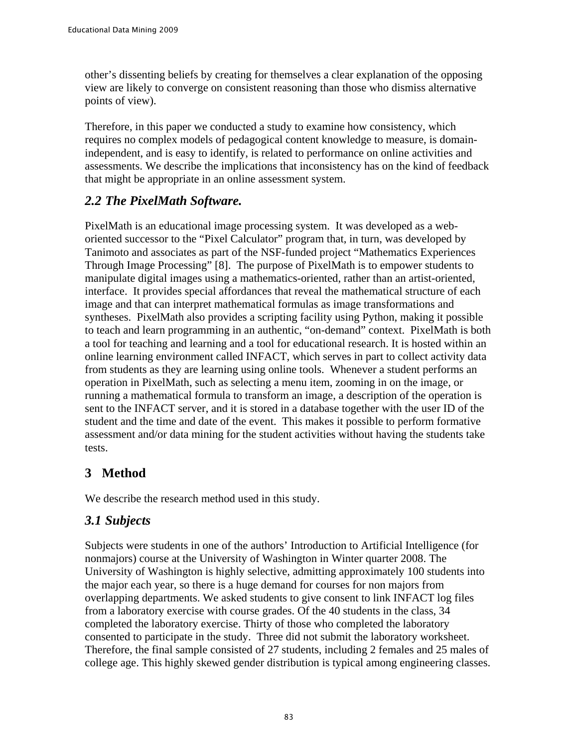other's dissenting beliefs by creating for themselves a clear explanation of the opposing view are likely to converge on consistent reasoning than those who dismiss alternative points of view).

Therefore, in this paper we conducted a study to examine how consistency, which requires no complex models of pedagogical content knowledge to measure, is domain-independent, and is easy to identify, is related to performance on online activities and assessments. We describe the implications that inconsistency has on the kind of feedback that might be appropriate in an online assessment system.

### *2.2 The PixelMath Software.*

PixelMath is an educational image processing system. It was developed as a web-oriented successor to the "Pixel Calculator" program that, in turn, was developed by Tanimoto and associates as part of the NSF-funded project "Mathematics Experiences Through Image Processing" [8]. The purpose of PixelMath is to empower students to manipulate digital images using a mathematics-oriented, rather than an artist-oriented, interface. It provides special affordances that reveal the mathematical structure of each image and that can interpret mathematical formulas as image transformations and syntheses. PixelMath also provides a scripting facility using Python, making it possible to teach and learn programming in an authentic, "on-demand" context. PixelMath is both a tool for teaching and learning and a tool for educational research. It is hosted within an online learning environment called INFACT, which serves in part to collect activity data from students as they are learning using online tools. Whenever a student performs an operation in PixelMath, such as selecting a menu item, zooming in on the image, or running a mathematical formula to transform an image, a description of the operation is sent to the INFACT server, and it is stored in a database together with the user ID of the student and the time and date of the event. This makes it possible to perform formative assessment and/or data mining for the student activities without having the students take tests.

## 3 Method

We describe the research method used in this study.

### *3.1 Subjects*

Subjects were students in one of the authors' Introduction to Artificial Intelligence (for nonmajors) course at the University of Washington in Winter quarter 2008. The University of Washington is highly selective, admitting approximately 100 students into the major each year, so there is a huge demand for courses for non majors from overlapping departments. We asked students to give consent to link INFACT log files from a laboratory exercise with course grades. Of the 40 students in the class, 34 completed the laboratory exercise. Thirty of those who completed the laboratory consented to participate in the study. Three did not submit the laboratory worksheet. Therefore, the final sample consisted of 27 students, including 2 females and 25 males of college age. This highly skewed gender distribution is typical among engineering classes.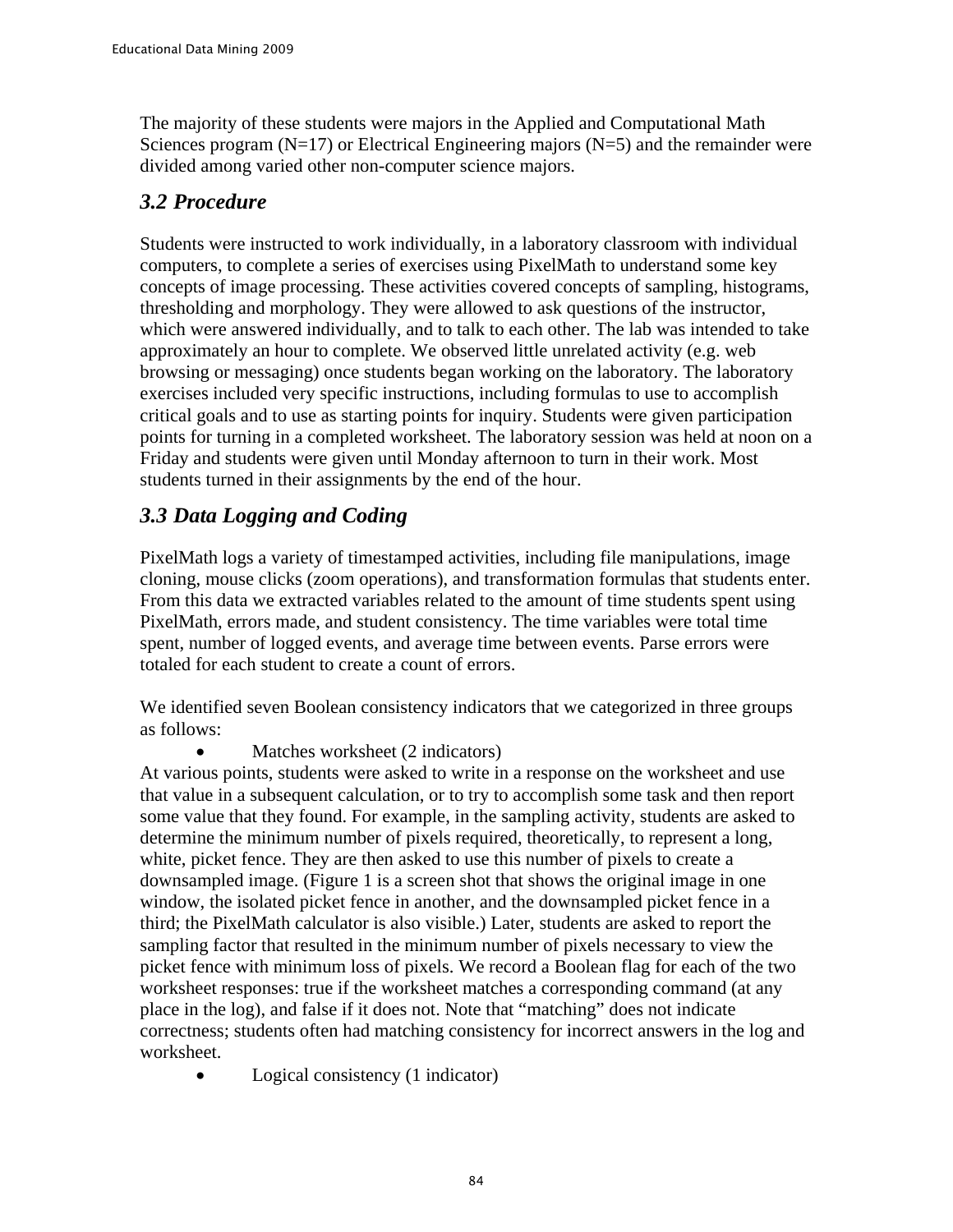The majority of these students were majors in the Applied and Computational Math Sciences program (N=17) or Electrical Engineering majors (N=5) and the remainder were divided among varied other non-computer science majors.

### *3.2 Procedure*

Students were instructed to work individually, in a laboratory classroom with individual computers, to complete a series of exercises using PixelMath to understand some key concepts of image processing. These activities covered concepts of sampling, histograms, thresholding and morphology. They were allowed to ask questions of the instructor, which were answered individually, and to talk to each other. The lab was intended to take approximately an hour to complete. We observed little unrelated activity (e.g. web browsing or messaging) once students began working on the laboratory. The laboratory exercises included very specific instructions, including formulas to use to accomplish critical goals and to use as starting points for inquiry. Students were given participation points for turning in a completed worksheet. The laboratory session was held at noon on a Friday and students were given until Monday afternoon to turn in their work. Most students turned in their assignments by the end of the hour.

### *3.3 Data Logging and Coding*

PixelMath logs a variety of timestamped activities, including file manipulations, image cloning, mouse clicks (zoom operations), and transformation formulas that students enter. From this data we extracted variables related to the amount of time students spent using PixelMath, errors made, and student consistency. The time variables were total time spent, number of logged events, and average time between events. Parse errors were totaled for each student to create a count of errors.

We identified seven Boolean consistency indicators that we categorized in three groups as follows:

- Matches worksheet (2 indicators)

At various points, students were asked to write in a response on the worksheet and use that value in a subsequent calculation, or to try to accomplish some task and then report some value that they found. For example, in the sampling activity, students are asked to determine the minimum number of pixels required, theoretically, to represent a long, white, picket fence. They are then asked to use this number of pixels to create a downsampled image. (Figure 1 is a screen shot that shows the original image in one window, the isolated picket fence in another, and the downsampled picket fence in a third; the PixelMath calculator is also visible.) Later, students are asked to report the sampling factor that resulted in the minimum number of pixels necessary to view the picket fence with minimum loss of pixels. We record a Boolean flag for each of the two worksheet responses: true if the worksheet matches a corresponding command (at any place in the log), and false if it does not. Note that "matching" does not indicate correctness; students often had matching consistency for incorrect answers in the log and worksheet.

- Logical consistency (1 indicator)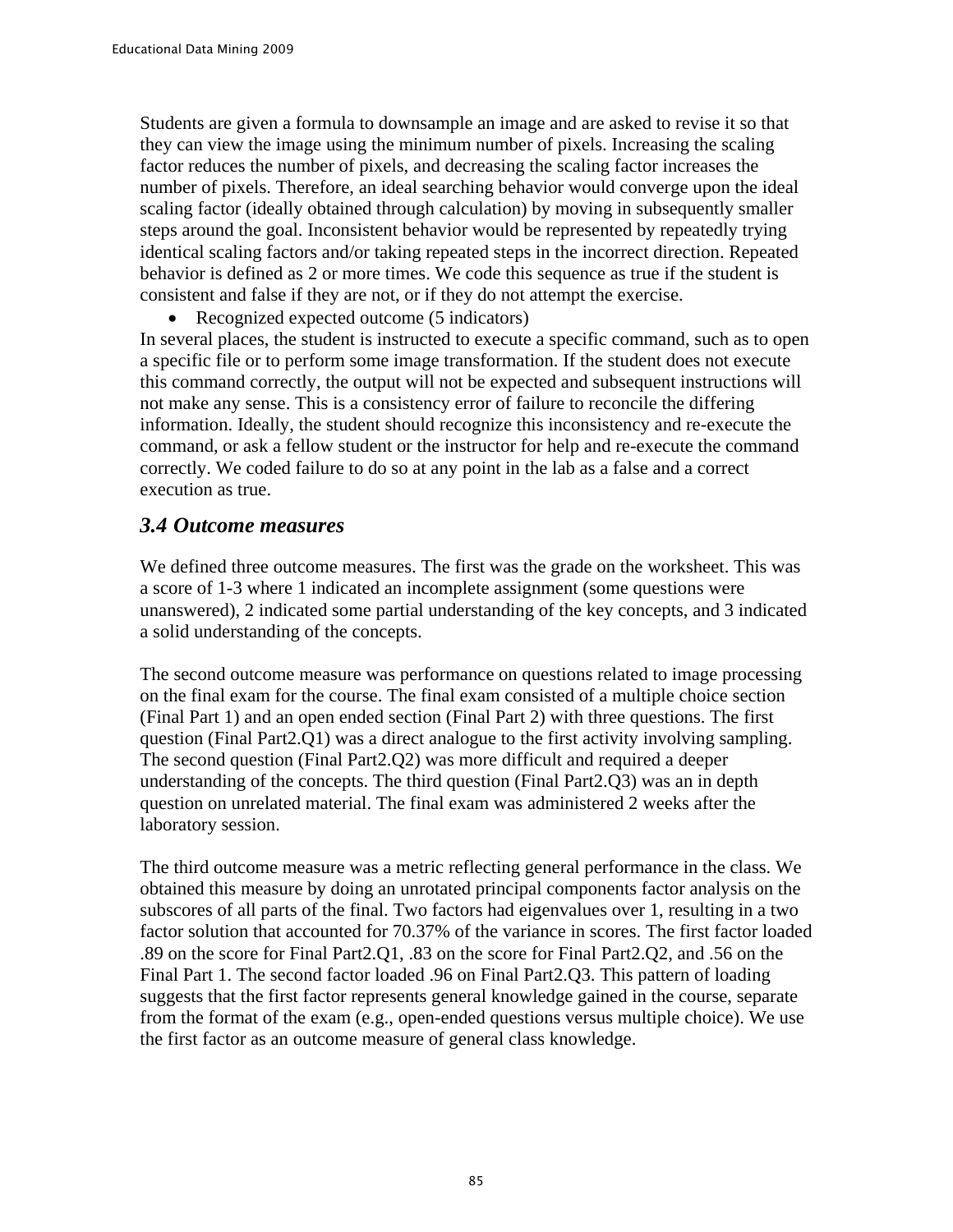Students are given a formula to downsample an image and are asked to revise it so that they can view the image using the minimum number of pixels. Increasing the scaling factor reduces the number of pixels, and decreasing the scaling factor increases the number of pixels. Therefore, an ideal searching behavior would converge upon the ideal scaling factor (ideally obtained through calculation) by moving in subsequently smaller steps around the goal. Inconsistent behavior would be represented by repeatedly trying identical scaling factors and/or taking repeated steps in the incorrect direction. Repeated behavior is defined as 2 or more times. We code this sequence as true if the student is consistent and false if they are not, or if they do not attempt the exercise.

- Recognized expected outcome (5 indicators)

In several places, the student is instructed to execute a specific command, such as to open a specific file or to perform some image transformation. If the student does not execute this command correctly, the output will not be expected and subsequent instructions will not make any sense. This is a consistency error of failure to reconcile the differing information. Ideally, the student should recognize this inconsistency and re-execute the command, or ask a fellow student or the instructor for help and re-execute the command correctly. We coded failure to do so at any point in the lab as a false and a correct execution as true.

### *3.4 Outcome measures*

We defined three outcome measures. The first was the grade on the worksheet. This was a score of 1-3 where 1 indicated an incomplete assignment (some questions were unanswered), 2 indicated some partial understanding of the key concepts, and 3 indicated a solid understanding of the concepts.

The second outcome measure was performance on questions related to image processing on the final exam for the course. The final exam consisted of a multiple choice section (Final Part 1) and an open ended section (Final Part 2) with three questions. The first question (Final Part2.Q1) was a direct analogue to the first activity involving sampling. The second question (Final Part2.Q2) was more difficult and required a deeper understanding of the concepts. The third question (Final Part2.Q3) was an in depth question on unrelated material. The final exam was administered 2 weeks after the laboratory session.

The third outcome measure was a metric reflecting general performance in the class. We obtained this measure by doing an unrotated principal components factor analysis on the subscores of all parts of the final. Two factors had eigenvalues over 1, resulting in a two factor solution that accounted for 70.37% of the variance in scores. The first factor loaded .89 on the score for Final Part2.Q1, .83 on the score for Final Part2.Q2, and .56 on the Final Part 1. The second factor loaded .96 on Final Part2.Q3. This pattern of loading suggests that the first factor represents general knowledge gained in the course, separate from the format of the exam (e.g., open-ended questions versus multiple choice). We use the first factor as an outcome measure of general class knowledge.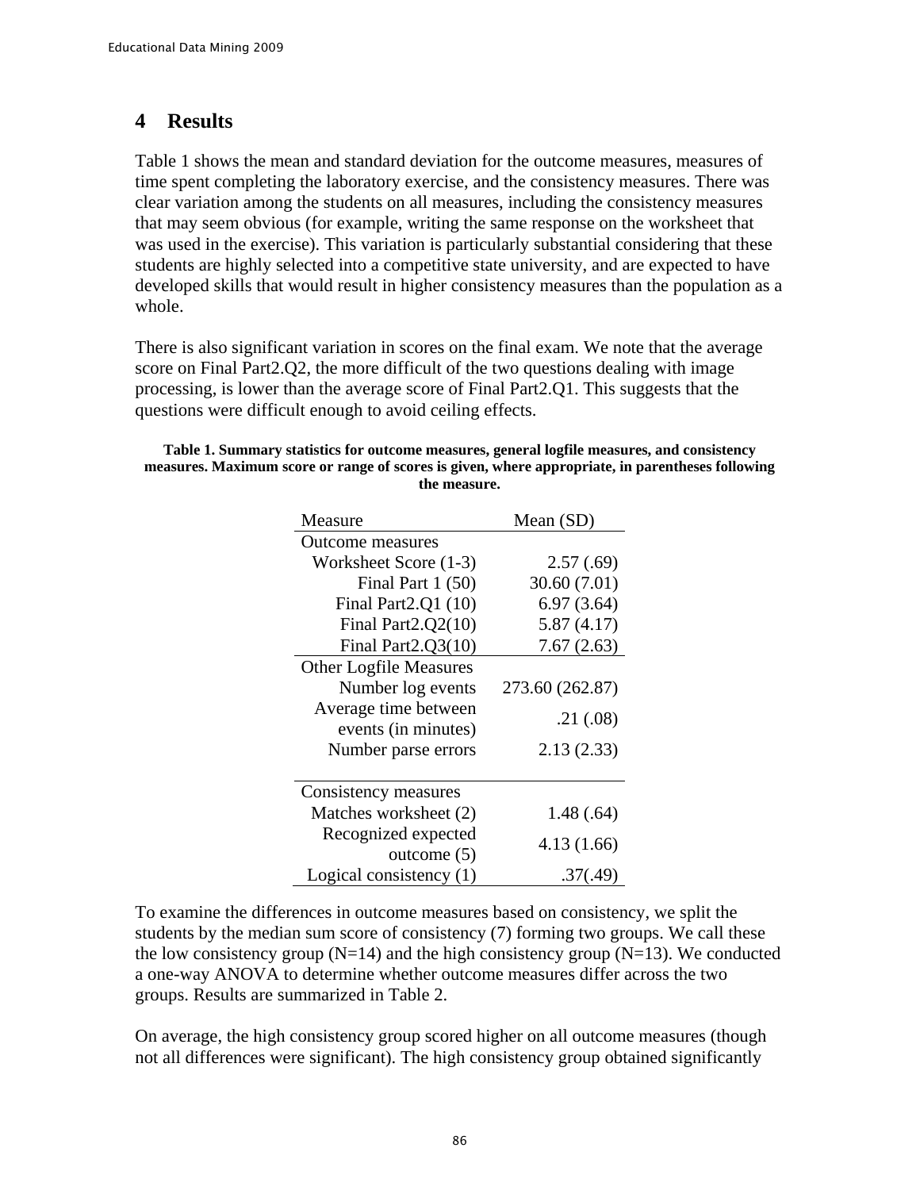## 4 Results

Table 1 shows the mean and standard deviation for the outcome measures, measures of time spent completing the laboratory exercise, and the consistency measures. There was clear variation among the students on all measures, including the consistency measures that may seem obvious (for example, writing the same response on the worksheet that was used in the exercise). This variation is particularly substantial considering that these students are highly selected into a competitive state university, and are expected to have developed skills that would result in higher consistency measures than the population as a whole.

There is also significant variation in scores on the final exam. We note that the average score on Final Part2.Q2, the more difficult of the two questions dealing with image processing, is lower than the average score of Final Part2.Q1. This suggests that the questions were difficult enough to avoid ceiling effects.

**Table 1. Summary statistics for outcome measures, general logfile measures, and consistency measures. Maximum score or range of scores is given, where appropriate, in parentheses following the measure.**

| Measure | Mean (SD) |
|---|---|
| Outcome measures | |
| Worksheet Score (1-3) | 2.57 (.69) |
| Final Part 1 (50) | 30.60 (7.01) |
| Final Part2.Q1 (10) | 6.97 (3.64) |
| Final Part2.Q2(10) | 5.87 (4.17) |
| Final Part2.Q3(10) | 7.67 (2.63) |
| Other Logfile Measures | |
| Number log events | 273.60 (262.87) |
| Average time between events (in minutes) | .21 (.08) |
| Number parse errors | 2.13 (2.33) |
| Consistency measures | |
| Matches worksheet (2) | 1.48 (.64) |
| Recognized expected outcome (5) | 4.13 (1.66) |
| Logical consistency (1) | .37(.49) |

To examine the differences in outcome measures based on consistency, we split the students by the median sum score of consistency (7) forming two groups. We call these the low consistency group (N=14) and the high consistency group (N=13). We conducted a one-way ANOVA to determine whether outcome measures differ across the two groups. Results are summarized in Table 2.

On average, the high consistency group scored higher on all outcome measures (though not all differences were significant). The high consistency group obtained significantly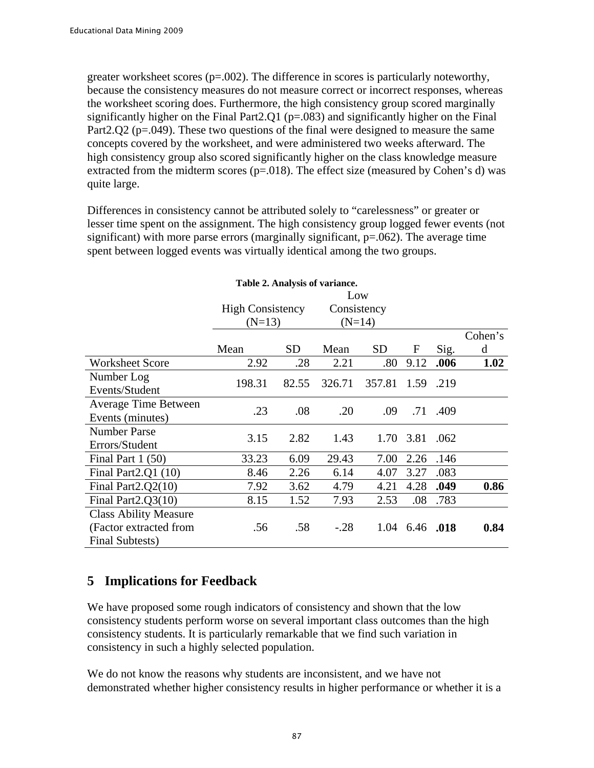greater worksheet scores (p=.002). The difference in scores is particularly noteworthy, because the consistency measures do not measure correct or incorrect responses, whereas the worksheet scoring does. Furthermore, the high consistency group scored marginally significantly higher on the Final Part2.Q1 (p=.083) and significantly higher on the Final Part2.Q2 (p=.049). These two questions of the final were designed to measure the same concepts covered by the worksheet, and were administered two weeks afterward. The high consistency group also scored significantly higher on the class knowledge measure extracted from the midterm scores (p=.018). The effect size (measured by Cohen's d) was quite large.

Differences in consistency cannot be attributed solely to "carelessness" or greater or lesser time spent on the assignment. The high consistency group logged fewer events (not significant) with more parse errors (marginally significant, p=.062). The average time spent between logged events was virtually identical among the two groups.

**Table 2. Analysis of variance.**

| | High Consistency (N=13) | | Low Consistency (N=14) | | | | |
|---|---|---|---|---|---|---|---|
| | Mean | SD | Mean | SD | F | Sig. | Cohen's d |
| Worksheet Score | 2.92 | .28 | 2.21 | .80 | 9.12 | **.006** | **1.02** |
| Number Log Events/Student | 198.31 | 82.55 | 326.71 | 357.81 | 1.59 | .219 | |
| Average Time Between Events (minutes) | .23 | .08 | .20 | .09 | .71 | .409 | |
| Number Parse Errors/Student | 3.15 | 2.82 | 1.43 | 1.70 | 3.81 | .062 | |
| Final Part 1 (50) | 33.23 | 6.09 | 29.43 | 7.00 | 2.26 | .146 | |
| Final Part2.Q1 (10) | 8.46 | 2.26 | 6.14 | 4.07 | 3.27 | .083 | |
| Final Part2.Q2(10) | 7.92 | 3.62 | 4.79 | 4.21 | 4.28 | **.049** | **0.86** |
| Final Part2.Q3(10) | 8.15 | 1.52 | 7.93 | 2.53 | .08 | .783 | |
| Class Ability Measure (Factor extracted from Final Subtests) | .56 | .58 | -.28 | 1.04 | 6.46 | **.018** | **0.84** |

## 5 Implications for Feedback

We have proposed some rough indicators of consistency and shown that the low consistency students perform worse on several important class outcomes than the high consistency students. It is particularly remarkable that we find such variation in consistency in such a highly selected population.

We do not know the reasons why students are inconsistent, and we have not demonstrated whether higher consistency results in higher performance or whether it is a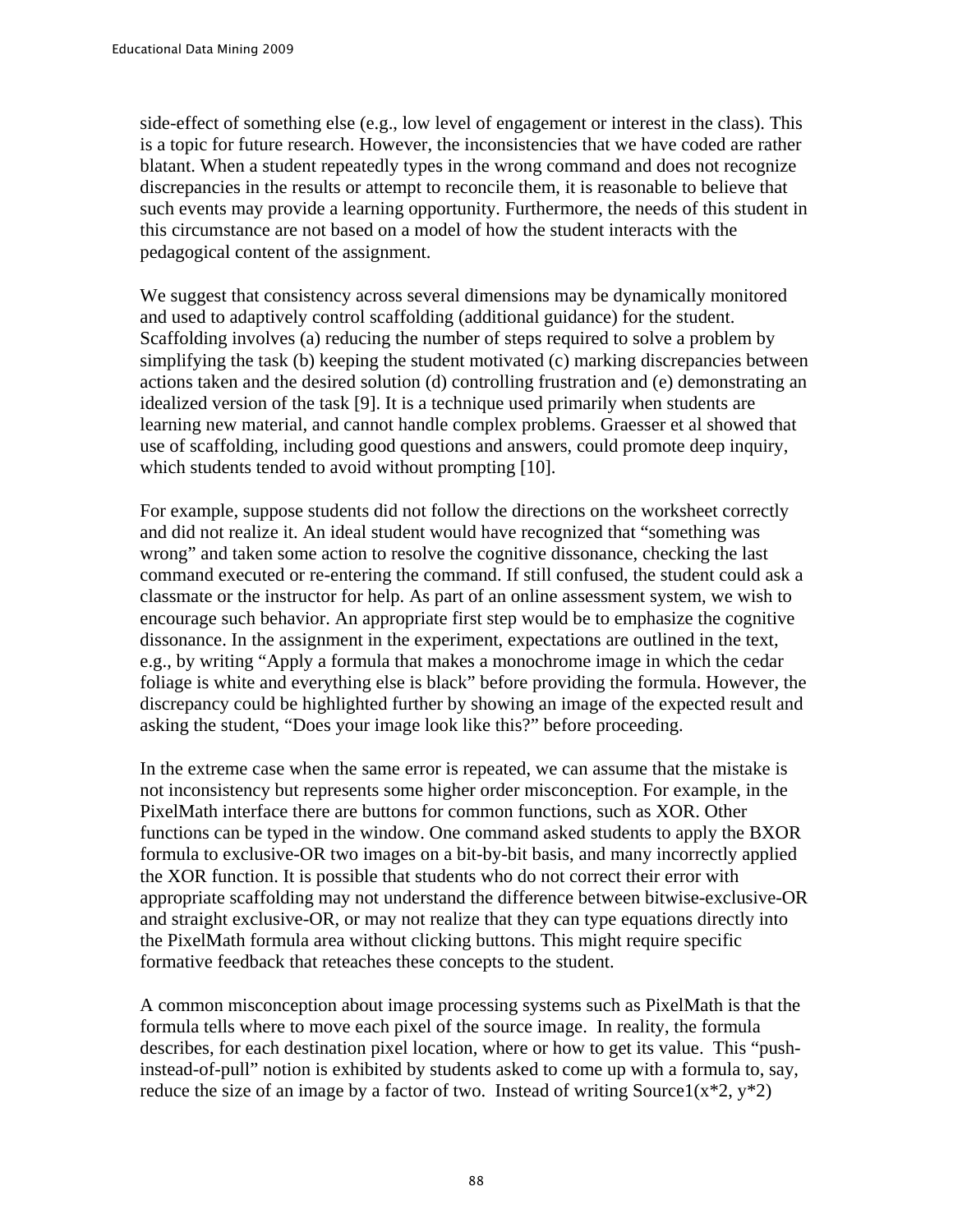side-effect of something else (e.g., low level of engagement or interest in the class). This is a topic for future research. However, the inconsistencies that we have coded are rather blatant. When a student repeatedly types in the wrong command and does not recognize discrepancies in the results or attempt to reconcile them, it is reasonable to believe that such events may provide a learning opportunity. Furthermore, the needs of this student in this circumstance are not based on a model of how the student interacts with the pedagogical content of the assignment.

We suggest that consistency across several dimensions may be dynamically monitored and used to adaptively control scaffolding (additional guidance) for the student. Scaffolding involves (a) reducing the number of steps required to solve a problem by simplifying the task (b) keeping the student motivated (c) marking discrepancies between actions taken and the desired solution (d) controlling frustration and (e) demonstrating an idealized version of the task [9]. It is a technique used primarily when students are learning new material, and cannot handle complex problems. Graesser et al showed that use of scaffolding, including good questions and answers, could promote deep inquiry, which students tended to avoid without prompting [10].

For example, suppose students did not follow the directions on the worksheet correctly and did not realize it. An ideal student would have recognized that "something was wrong" and taken some action to resolve the cognitive dissonance, checking the last command executed or re-entering the command. If still confused, the student could ask a classmate or the instructor for help. As part of an online assessment system, we wish to encourage such behavior. An appropriate first step would be to emphasize the cognitive dissonance. In the assignment in the experiment, expectations are outlined in the text, e.g., by writing "Apply a formula that makes a monochrome image in which the cedar foliage is white and everything else is black" before providing the formula. However, the discrepancy could be highlighted further by showing an image of the expected result and asking the student, "Does your image look like this?" before proceeding.

In the extreme case when the same error is repeated, we can assume that the mistake is not inconsistency but represents some higher order misconception. For example, in the PixelMath interface there are buttons for common functions, such as XOR. Other functions can be typed in the window. One command asked students to apply the BXOR formula to exclusive-OR two images on a bit-by-bit basis, and many incorrectly applied the XOR function. It is possible that students who do not correct their error with appropriate scaffolding may not understand the difference between bitwise-exclusive-OR and straight exclusive-OR, or may not realize that they can type equations directly into the PixelMath formula area without clicking buttons. This might require specific formative feedback that reteaches these concepts to the student.

A common misconception about image processing systems such as PixelMath is that the formula tells where to move each pixel of the source image. In reality, the formula describes, for each destination pixel location, where or how to get its value. This "push-instead-of-pull" notion is exhibited by students asked to come up with a formula to, say, reduce the size of an image by a factor of two. Instead of writing Source1(x*2, y*2)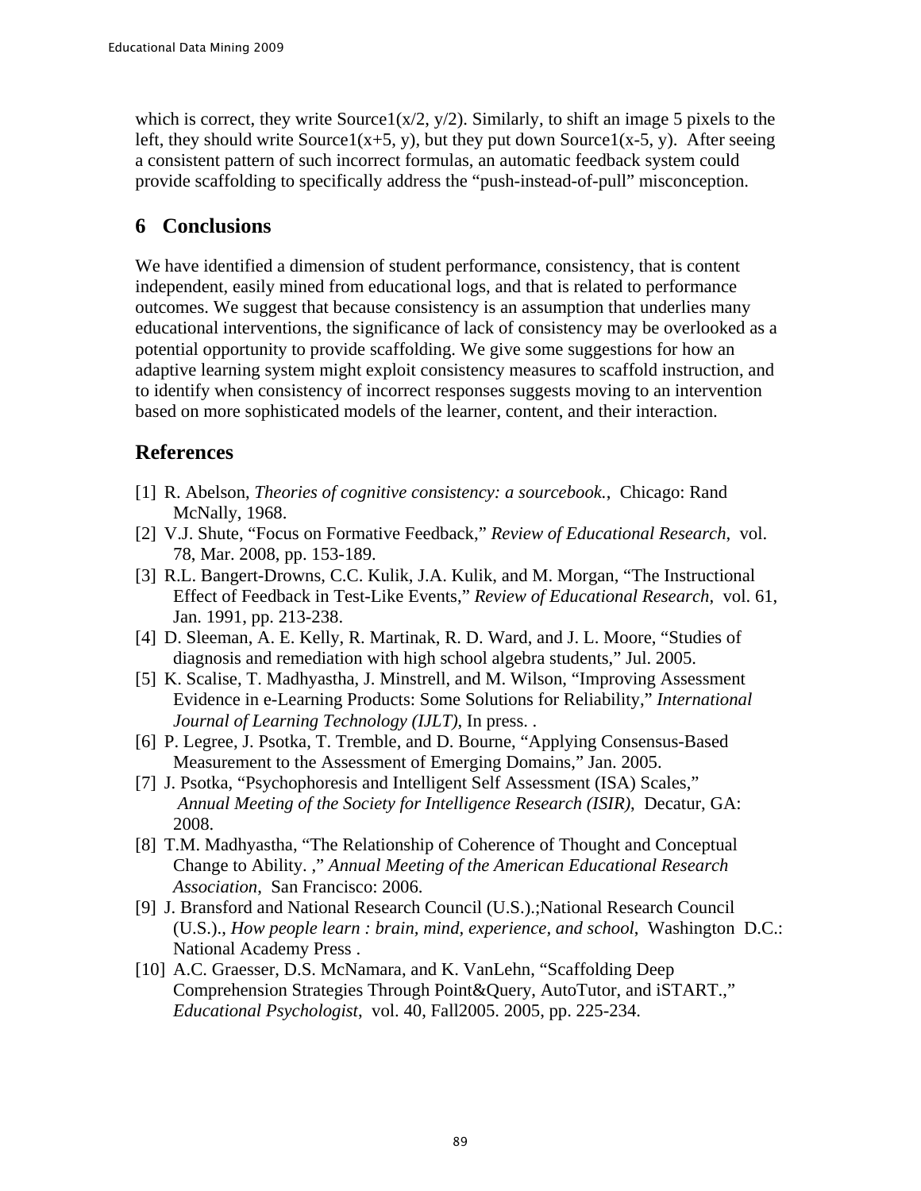which is correct, they write Source1(x/2, y/2). Similarly, to shift an image 5 pixels to the left, they should write Source1(x+5, y), but they put down Source1(x-5, y). After seeing a consistent pattern of such incorrect formulas, an automatic feedback system could provide scaffolding to specifically address the "push-instead-of-pull" misconception.

## 6 Conclusions

We have identified a dimension of student performance, consistency, that is content independent, easily mined from educational logs, and that is related to performance outcomes. We suggest that because consistency is an assumption that underlies many educational interventions, the significance of lack of consistency may be overlooked as a potential opportunity to provide scaffolding. We give some suggestions for how an adaptive learning system might exploit consistency measures to scaffold instruction, and to identify when consistency of incorrect responses suggests moving to an intervention based on more sophisticated models of the learner, content, and their interaction.

## References

[1] R. Abelson, *Theories of cognitive consistency: a sourcebook.*, Chicago: Rand McNally, 1968.

[2] V.J. Shute, "Focus on Formative Feedback," *Review of Educational Research*, vol. 78, Mar. 2008, pp. 153-189.

[3] R.L. Bangert-Drowns, C.C. Kulik, J.A. Kulik, and M. Morgan, "The Instructional Effect of Feedback in Test-Like Events," *Review of Educational Research*, vol. 61, Jan. 1991, pp. 213-238.

[4] D. Sleeman, A. E. Kelly, R. Martinak, R. D. Ward, and J. L. Moore, "Studies of diagnosis and remediation with high school algebra students," Jul. 2005.

[5] K. Scalise, T. Madhyastha, J. Minstrell, and M. Wilson, "Improving Assessment Evidence in e-Learning Products: Some Solutions for Reliability," *International Journal of Learning Technology (IJLT)*, In press. .

[6] P. Legree, J. Psotka, T. Tremble, and D. Bourne, "Applying Consensus-Based Measurement to the Assessment of Emerging Domains," Jan. 2005.

[7] J. Psotka, "Psychophoresis and Intelligent Self Assessment (ISA) Scales," *Annual Meeting of the Society for Intelligence Research (ISIR)*, Decatur, GA: 2008.

[8] T.M. Madhyastha, "The Relationship of Coherence of Thought and Conceptual Change to Ability. ," *Annual Meeting of the American Educational Research Association*, San Francisco: 2006.

[9] J. Bransford and National Research Council (U.S.).;National Research Council (U.S.)., *How people learn : brain, mind, experience, and school*, Washington D.C.: National Academy Press .

[10] A.C. Graesser, D.S. McNamara, and K. VanLehn, "Scaffolding Deep Comprehension Strategies Through Point&Query, AutoTutor, and iSTART.," *Educational Psychologist*, vol. 40, Fall2005. 2005, pp. 225-234.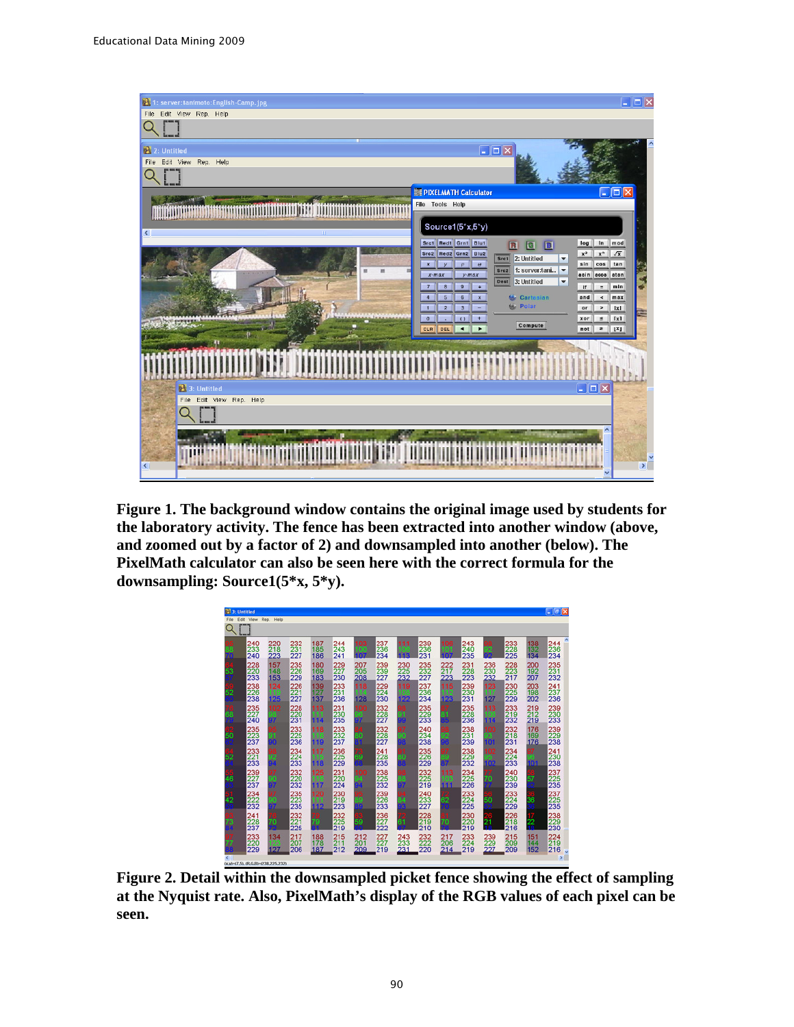**Figure 1. The background window contains the original image used by students for the laboratory activity. The fence has been extracted into another window (above, and zoomed out by a factor of 2) and downsampled into another (below). The PixelMath calculator can also be seen here with the correct formula for the downsampling: Source1(5*x, 5*y).**

**Figure 2. Detail within the downsampled picket fence showing the effect of sampling at the Nyquist rate. Also, PixelMath's display of the RGB values of each pixel can be seen.**